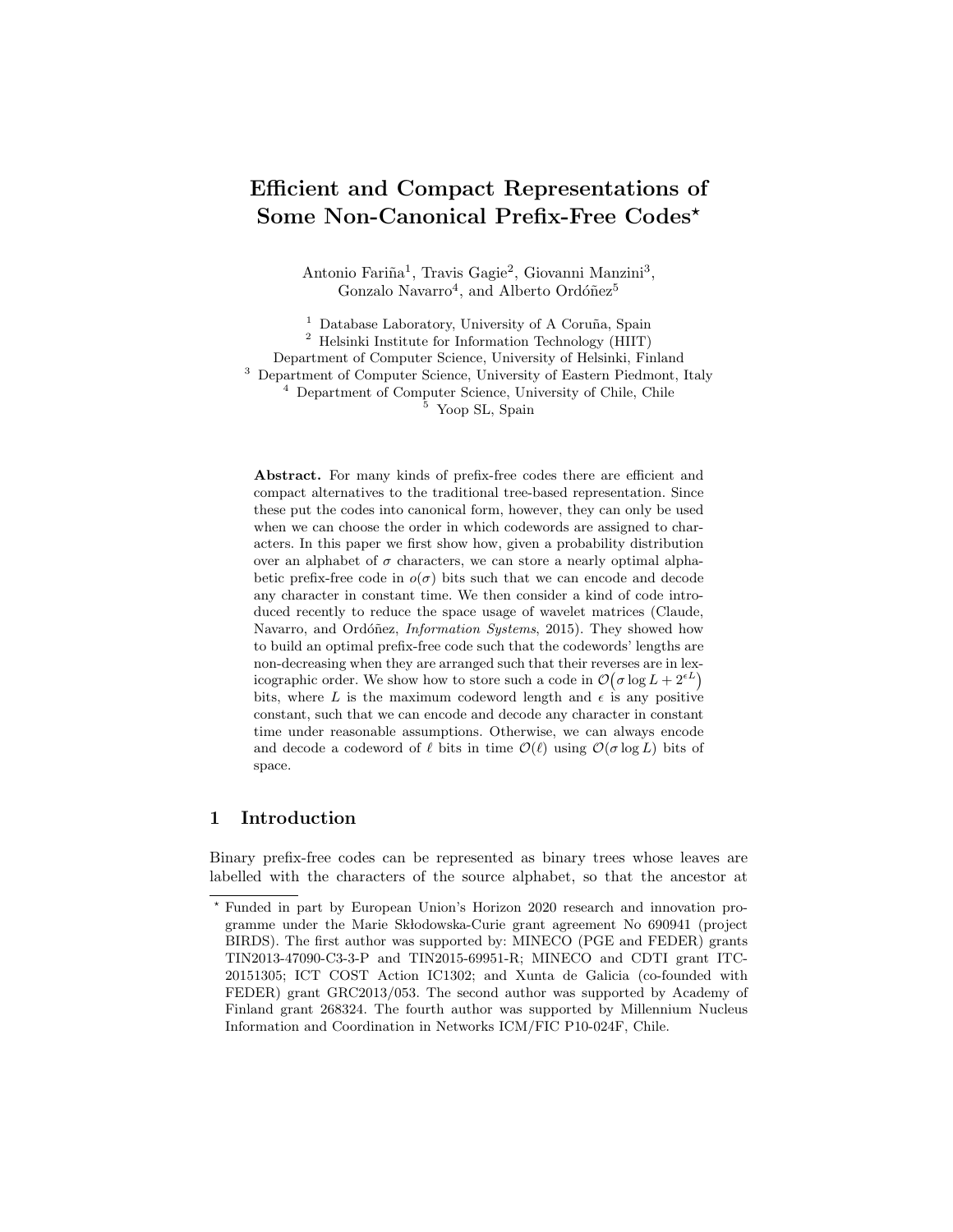# Efficient and Compact Representations of Some Non-Canonical Prefix-Free Codes*

Antonio Fariña[1], Travis Gagie[2], Giovanni Manzini[3], Gonzalo Navarro[4], and Alberto Ordóñez[5]

[1] Database Laboratory, University of A Coruña, Spain
[2] Helsinki Institute for Information Technology (HIIT) Department of Computer Science, University of Helsinki, Finland
[3] Department of Computer Science, University of Eastern Piedmont, Italy
[4] Department of Computer Science, University of Chile, Chile
[5] Yoop SL, Spain

**Abstract.** For many kinds of prefix-free codes there are efficient and compact alternatives to the traditional tree-based representation. Since these put the codes into canonical form, however, they can only be used when we can choose the order in which codewords are assigned to characters. In this paper we first show how, given a probability distribution over an alphabet of $\sigma$ characters, we can store a nearly optimal alphabetic prefix-free code in $o(\sigma)$ bits such that we can encode and decode any character in constant time. We then consider a kind of code introduced recently to reduce the space usage of wavelet matrices (Claude, Navarro, and Ordóñez, *Information Systems*, 2015). They showed how to build an optimal prefix-free code such that the codewords' lengths are non-decreasing when they are arranged such that their reverses are in lexicographic order. We show how to store such a code in $\mathcal{O}\big(\sigma \log L + 2^{\epsilon L}\big)$ bits, where $L$ is the maximum codeword length and $\epsilon$ is any positive constant, such that we can encode and decode any character in constant time under reasonable assumptions. Otherwise, we can always encode and decode a codeword of $\ell$ bits in time $\mathcal{O}(\ell)$ using $\mathcal{O}(\sigma \log L)$ bits of space.

## 1 Introduction

Binary prefix-free codes can be represented as binary trees whose leaves are labelled with the characters of the source alphabet, so that the ancestor at

* Funded in part by European Union's Horizon 2020 research and innovation programme under the Marie Skłodowska-Curie grant agreement No 690941 (project BIRDS). The first author was supported by: MINECO (PGE and FEDER) grants TIN2013-47090-C3-3-P and TIN2015-69951-R; MINECO and CDTI grant ITC-20151305; ICT COST Action IC1302; and Xunta de Galicia (co-founded with FEDER) grant GRC2013/053. The second author was supported by Academy of Finland grant 268324. The fourth author was supported by Millennium Nucleus Information and Coordination in Networks ICM/FIC P10-024F, Chile.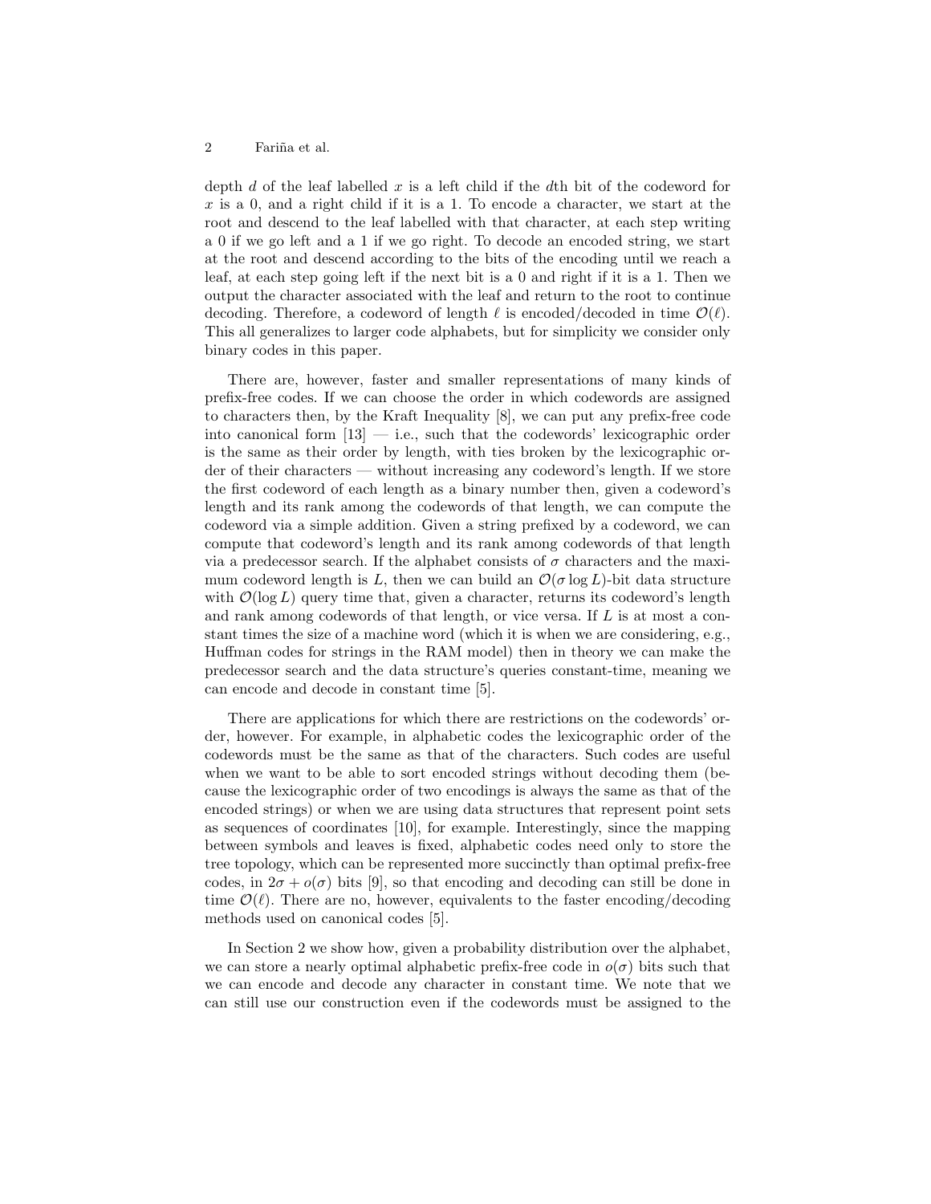depth $d$ of the leaf labelled $x$ is a left child if the $d$th bit of the codeword for $x$ is a 0, and a right child if it is a 1. To encode a character, we start at the root and descend to the leaf labelled with that character, at each step writing a 0 if we go left and a 1 if we go right. To decode an encoded string, we start at the root and descend according to the bits of the encoding until we reach a leaf, at each step going left if the next bit is a 0 and right if it is a 1. Then we output the character associated with the leaf and return to the root to continue decoding. Therefore, a codeword of length $\ell$ is encoded/decoded in time $\mathcal{O}(\ell)$. This all generalizes to larger code alphabets, but for simplicity we consider only binary codes in this paper.

There are, however, faster and smaller representations of many kinds of prefix-free codes. If we can choose the order in which codewords are assigned to characters then, by the Kraft Inequality [8], we can put any prefix-free code into canonical form [13] — i.e., such that the codewords' lexicographic order is the same as their order by length, with ties broken by the lexicographic order of their characters — without increasing any codeword's length. If we store the first codeword of each length as a binary number then, given a codeword's length and its rank among the codewords of that length, we can compute the codeword via a simple addition. Given a string prefixed by a codeword, we can compute that codeword's length and its rank among codewords of that length via a predecessor search. If the alphabet consists of $\sigma$ characters and the maximum codeword length is $L$, then we can build an $\mathcal{O}(\sigma \log L)$-bit data structure with $\mathcal{O}(\log L)$ query time that, given a character, returns its codeword's length and rank among codewords of that length, or vice versa. If $L$ is at most a constant times the size of a machine word (which it is when we are considering, e.g., Huffman codes for strings in the RAM model) then in theory we can make the predecessor search and the data structure's queries constant-time, meaning we can encode and decode in constant time [5].

There are applications for which there are restrictions on the codewords' order, however. For example, in alphabetic codes the lexicographic order of the codewords must be the same as that of the characters. Such codes are useful when we want to be able to sort encoded strings without decoding them (because the lexicographic order of two encodings is always the same as that of the encoded strings) or when we are using data structures that represent point sets as sequences of coordinates [10], for example. Interestingly, since the mapping between symbols and leaves is fixed, alphabetic codes need only to store the tree topology, which can be represented more succinctly than optimal prefix-free codes, in $2\sigma + o(\sigma)$ bits [9], so that encoding and decoding can still be done in time $\mathcal{O}(\ell)$. There are no, however, equivalents to the faster encoding/decoding methods used on canonical codes [5].

In Section 2 we show how, given a probability distribution over the alphabet, we can store a nearly optimal alphabetic prefix-free code in $o(\sigma)$ bits such that we can encode and decode any character in constant time. We note that we can still use our construction even if the codewords must be assigned to the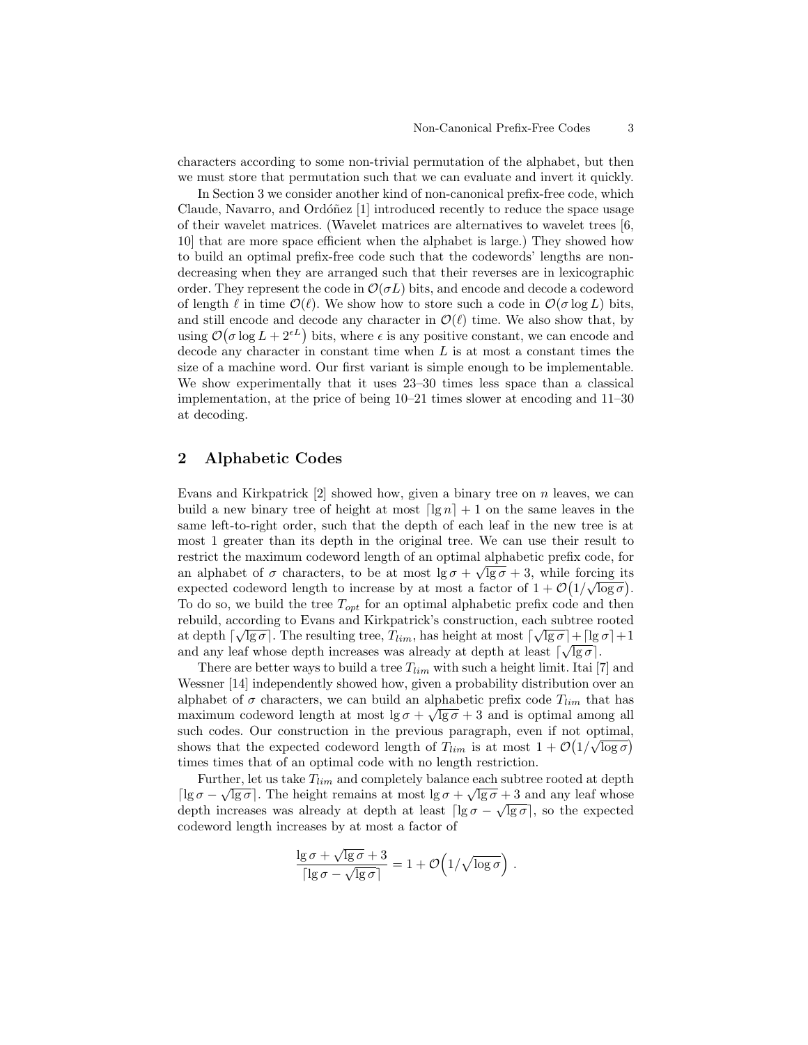characters according to some non-trivial permutation of the alphabet, but then we must store that permutation such that we can evaluate and invert it quickly.

In Section 3 we consider another kind of non-canonical prefix-free code, which Claude, Navarro, and Ordóñez [1] introduced recently to reduce the space usage of their wavelet matrices. (Wavelet matrices are alternatives to wavelet trees [6, 10] that are more space efficient when the alphabet is large.) They showed how to build an optimal prefix-free code such that the codewords' lengths are non-decreasing when they are arranged such that their reverses are in lexicographic order. They represent the code in $\mathcal{O}(\sigma L)$ bits, and encode and decode a codeword of length $\ell$ in time $\mathcal{O}(\ell)$. We show how to store such a code in $\mathcal{O}(\sigma \log L)$ bits, and still encode and decode any character in $\mathcal{O}(\ell)$ time. We also show that, by using $\mathcal{O}\big(\sigma \log L + 2^{\epsilon L}\big)$ bits, where $\epsilon$ is any positive constant, we can encode and decode any character in constant time when $L$ is at most a constant times the size of a machine word. Our first variant is simple enough to be implementable. We show experimentally that it uses 23–30 times less space than a classical implementation, at the price of being 10–21 times slower at encoding and 11–30 at decoding.

## 2 Alphabetic Codes

Evans and Kirkpatrick [2] showed how, given a binary tree on $n$ leaves, we can build a new binary tree of height at most $\lceil \lg n \rceil + 1$ on the same leaves in the same left-to-right order, such that the depth of each leaf in the new tree is at most 1 greater than its depth in the original tree. We can use their result to restrict the maximum codeword length of an optimal alphabetic prefix code, for an alphabet of $\sigma$ characters, to be at most $\lg \sigma + \sqrt{\lg \sigma} + 3$, while forcing its expected codeword length to increase by at most a factor of $1 + \mathcal{O}\big(1/\sqrt{\log \sigma}\big)$. To do so, we build the tree $T_{opt}$ for an optimal alphabetic prefix code and then rebuild, according to Evans and Kirkpatrick's construction, each subtree rooted at depth $\lceil \sqrt{\lg \sigma} \rceil$. The resulting tree, $T_{lim}$, has height at most $\lceil \sqrt{\lg \sigma} \rceil + \lceil \lg \sigma \rceil + 1$ and any leaf whose depth increases was already at depth at least $\lceil \sqrt{\lg \sigma} \rceil$.

There are better ways to build a tree $T_{lim}$ with such a height limit. Itai [7] and Wessner [14] independently showed how, given a probability distribution over an alphabet of $\sigma$ characters, we can build an alphabetic prefix code $T_{lim}$ that has maximum codeword length at most $\lg \sigma + \sqrt{\lg \sigma} + 3$ and is optimal among all such codes. Our construction in the previous paragraph, even if not optimal, shows that the expected codeword length of $T_{lim}$ is at most $1 + \mathcal{O}\big(1/\sqrt{\log \sigma}\big)$ times times that of an optimal code with no length restriction.

Further, let us take $T_{lim}$ and completely balance each subtree rooted at depth $\lceil \lg \sigma - \sqrt{\lg \sigma} \rceil$. The height remains at most $\lg \sigma + \sqrt{\lg \sigma} + 3$ and any leaf whose depth increases was already at depth at least $\lceil \lg \sigma - \sqrt{\lg \sigma} \rceil$, so the expected codeword length increases by at most a factor of

$$\frac{\lg \sigma + \sqrt{\lg \sigma} + 3}{\lceil \lg \sigma - \sqrt{\lg \sigma} \rceil} = 1 + \mathcal{O}\Big(1/\sqrt{\log \sigma}\Big) \,.$$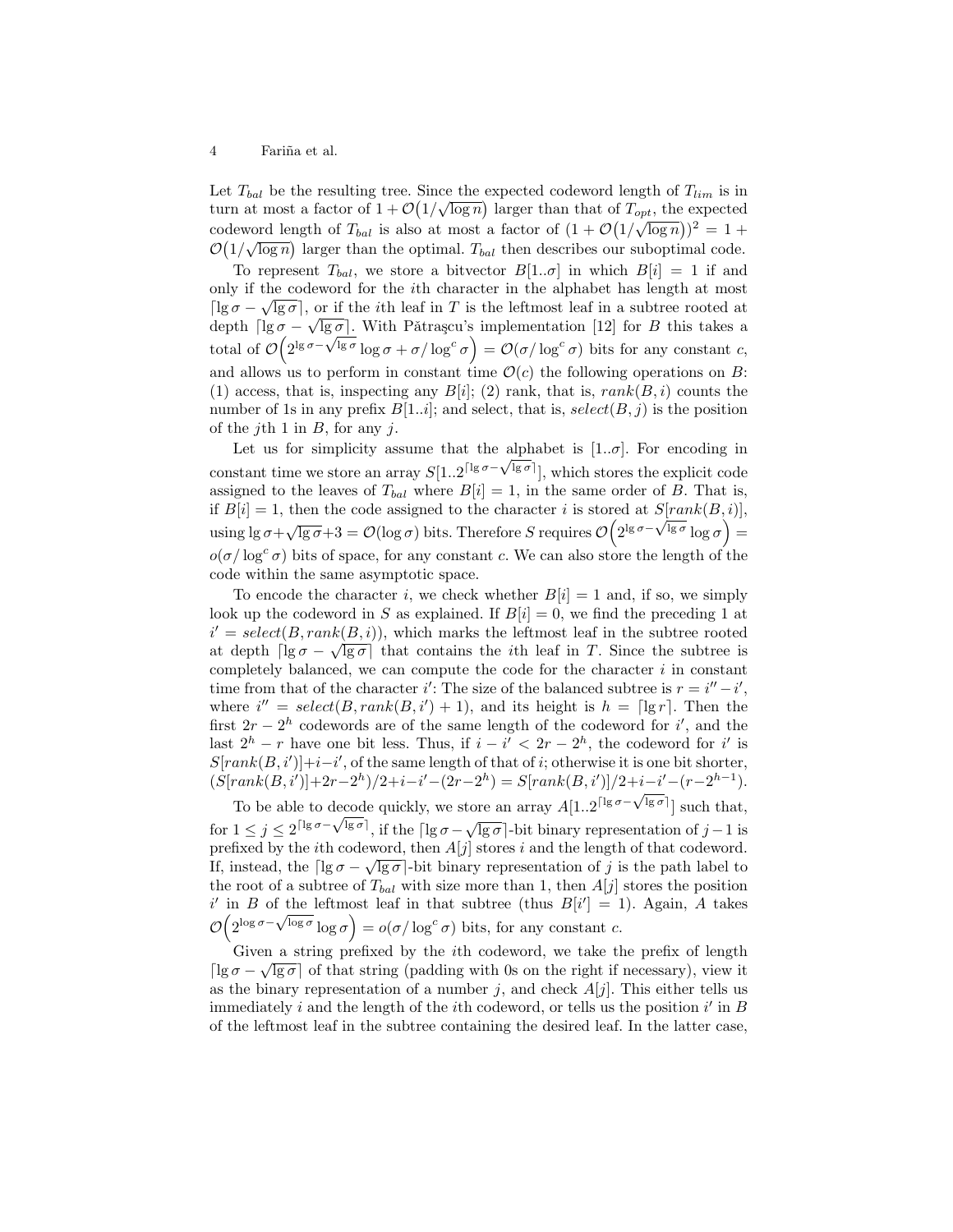Let $T_{bal}$ be the resulting tree. Since the expected codeword length of $T_{lim}$ is in turn at most a factor of $1 + \mathcal{O}\big(1/\sqrt{\log n}\big)$ larger than that of $T_{opt}$, the expected codeword length of $T_{bal}$ is also at most a factor of $(1 + \mathcal{O}\big(1/\sqrt{\log n}\big))^2 = 1 + \mathcal{O}\big(1/\sqrt{\log n}\big)$ larger than the optimal. $T_{bal}$ then describes our suboptimal code.

To represent $T_{bal}$, we store a bitvector $B[1..\sigma]$ in which $B[i] = 1$ if and only if the codeword for the $i$th character in the alphabet has length at most $\lceil \lg \sigma - \sqrt{\lg \sigma} \rceil$, or if the $i$th leaf in $T$ is the leftmost leaf in a subtree rooted at depth $\lceil \lg \sigma - \sqrt{\lg \sigma} \rceil$. With Pătraşcu's implementation [12] for $B$ this takes a total of $\mathcal{O}\Big(2^{\lg \sigma - \sqrt{\lg \sigma}} \log \sigma + \sigma / \log^c \sigma\Big) = \mathcal{O}(\sigma / \log^c \sigma)$ bits for any constant $c$, and allows us to perform in constant time $\mathcal{O}(c)$ the following operations on $B$: (1) access, that is, inspecting any $B[i]$; (2) rank, that is, $rank(B, i)$ counts the number of 1s in any prefix $B[1..i]$; and select, that is, $select(B, j)$ is the position of the $j$th 1 in $B$, for any $j$.

Let us for simplicity assume that the alphabet is $[1..\sigma]$. For encoding in constant time we store an array $S[1..2^{\lceil \lg \sigma - \sqrt{\lg \sigma} \rceil}]$, which stores the explicit code assigned to the leaves of $T_{bal}$ where $B[i] = 1$, in the same order of $B$. That is, if $B[i] = 1$, then the code assigned to the character $i$ is stored at $S[rank(B, i)]$, using $\lg \sigma + \sqrt{\lg \sigma} + 3 = \mathcal{O}(\log \sigma)$ bits. Therefore $S$ requires $\mathcal{O}\Big(2^{\lg \sigma - \sqrt{\lg \sigma}} \log \sigma\Big) = o(\sigma / \log^c \sigma)$ bits of space, for any constant $c$. We can also store the length of the code within the same asymptotic space.

To encode the character $i$, we check whether $B[i] = 1$ and, if so, we simply look up the codeword in $S$ as explained. If $B[i] = 0$, we find the preceding 1 at $i' = select(B, rank(B, i))$, which marks the leftmost leaf in the subtree rooted at depth $\lceil \lg \sigma - \sqrt{\lg \sigma} \rceil$ that contains the $i$th leaf in $T$. Since the subtree is completely balanced, we can compute the code for the character $i$ in constant time from that of the character $i'$: The size of the balanced subtree is $r = i'' - i'$, where $i'' = select(B, rank(B, i') + 1)$, and its height is $h = \lceil \lg r \rceil$. Then the first $2r - 2^h$ codewords are of the same length of the codeword for $i'$, and the last $2^h - r$ have one bit less. Thus, if $i - i' < 2r - 2^h$, the codeword for $i'$ is $S[rank(B, i')] + i - i'$, of the same length of that of $i$; otherwise it is one bit shorter, $(S[rank(B, i')] + 2r - 2^h)/2 + i - i' - (2r - 2^h) = S[rank(B, i')]/2 + i - i' - (r - 2^{h-1})$.

To be able to decode quickly, we store an array $A[1..2^{\lceil \lg \sigma - \sqrt{\lg \sigma} \rceil}]$ such that, for $1 \leq j \leq 2^{\lceil \lg \sigma - \sqrt{\lg \sigma} \rceil}$, if the $\lceil \lg \sigma - \sqrt{\lg \sigma} \rceil$-bit binary representation of $j - 1$ is prefixed by the $i$th codeword, then $A[j]$ stores $i$ and the length of that codeword. If, instead, the $\lceil \lg \sigma - \sqrt{\lg \sigma} \rceil$-bit binary representation of $j$ is the path label to the root of a subtree of $T_{bal}$ with size more than 1, then $A[j]$ stores the position $i'$ in $B$ of the leftmost leaf in that subtree (thus $B[i'] = 1$). Again, $A$ takes $\mathcal{O}\Big(2^{\log \sigma - \sqrt{\log \sigma}} \log \sigma\Big) = o(\sigma / \log^c \sigma)$ bits, for any constant $c$.

Given a string prefixed by the $i$th codeword, we take the prefix of length $\lceil \lg \sigma - \sqrt{\lg \sigma} \rceil$ of that string (padding with 0s on the right if necessary), view it as the binary representation of a number $j$, and check $A[j]$. This either tells us immediately $i$ and the length of the $i$th codeword, or tells us the position $i'$ in $B$ of the leftmost leaf in the subtree containing the desired leaf. In the latter case,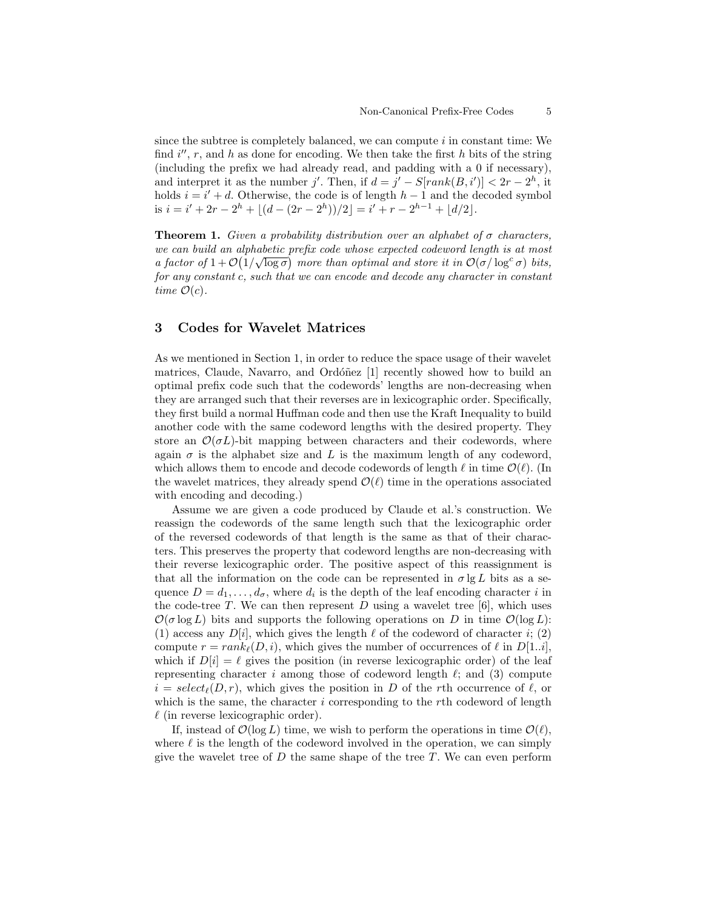since the subtree is completely balanced, we can compute $i$ in constant time: We find $i''$, $r$, and $h$ as done for encoding. We then take the first $h$ bits of the string (including the prefix we had already read, and padding with a 0 if necessary), and interpret it as the number $j'$. Then, if $d = j' - S[rank(B, i')] < 2r - 2^h$, it holds $i = i' + d$. Otherwise, the code is of length $h - 1$ and the decoded symbol is $i = i' + 2r - 2^h + \lfloor (d - (2r - 2^h))/2 \rfloor = i' + r - 2^{h-1} + \lfloor d/2 \rfloor$.

**Theorem 1.** *Given a probability distribution over an alphabet of $\sigma$ characters, we can build an alphabetic prefix code whose expected codeword length is at most a factor of $1 + \mathcal{O}\big(1/\sqrt{\log \sigma}\big)$ more than optimal and store it in $\mathcal{O}(\sigma/\log^c \sigma)$ bits, for any constant $c$, such that we can encode and decode any character in constant time $\mathcal{O}(c)$.*

## 3 Codes for Wavelet Matrices

As we mentioned in Section 1, in order to reduce the space usage of their wavelet matrices, Claude, Navarro, and Ordóñez [1] recently showed how to build an optimal prefix code such that the codewords' lengths are non-decreasing when they are arranged such that their reverses are in lexicographic order. Specifically, they first build a normal Huffman code and then use the Kraft Inequality to build another code with the same codeword lengths with the desired property. They store an $\mathcal{O}(\sigma L)$-bit mapping between characters and their codewords, where again $\sigma$ is the alphabet size and $L$ is the maximum length of any codeword, which allows them to encode and decode codewords of length $\ell$ in time $\mathcal{O}(\ell)$. (In the wavelet matrices, they already spend $\mathcal{O}(\ell)$ time in the operations associated with encoding and decoding.)

Assume we are given a code produced by Claude et al.'s construction. We reassign the codewords of the same length such that the lexicographic order of the reversed codewords of that length is the same as that of their characters. This preserves the property that codeword lengths are non-decreasing with their reverse lexicographic order. The positive aspect of this reassignment is that all the information on the code can be represented in $\sigma \lg L$ bits as a sequence $D = d_1, \ldots, d_\sigma$, where $d_i$ is the depth of the leaf encoding character $i$ in the code-tree $T$. We can then represent $D$ using a wavelet tree [6], which uses $\mathcal{O}(\sigma \log L)$ bits and supports the following operations on $D$ in time $\mathcal{O}(\log L)$: (1) access any $D[i]$, which gives the length $\ell$ of the codeword of character $i$; (2) compute $r = rank_\ell(D, i)$, which gives the number of occurrences of $\ell$ in $D[1..i]$, which if $D[i] = \ell$ gives the position (in reverse lexicographic order) of the leaf representing character $i$ among those of codeword length $\ell$; and (3) compute $i = select_\ell(D, r)$, which gives the position in $D$ of the $r$th occurrence of $\ell$, or which is the same, the character $i$ corresponding to the $r$th codeword of length $\ell$ (in reverse lexicographic order).

If, instead of $\mathcal{O}(\log L)$ time, we wish to perform the operations in time $\mathcal{O}(\ell)$, where $\ell$ is the length of the codeword involved in the operation, we can simply give the wavelet tree of $D$ the same shape of the tree $T$. We can even perform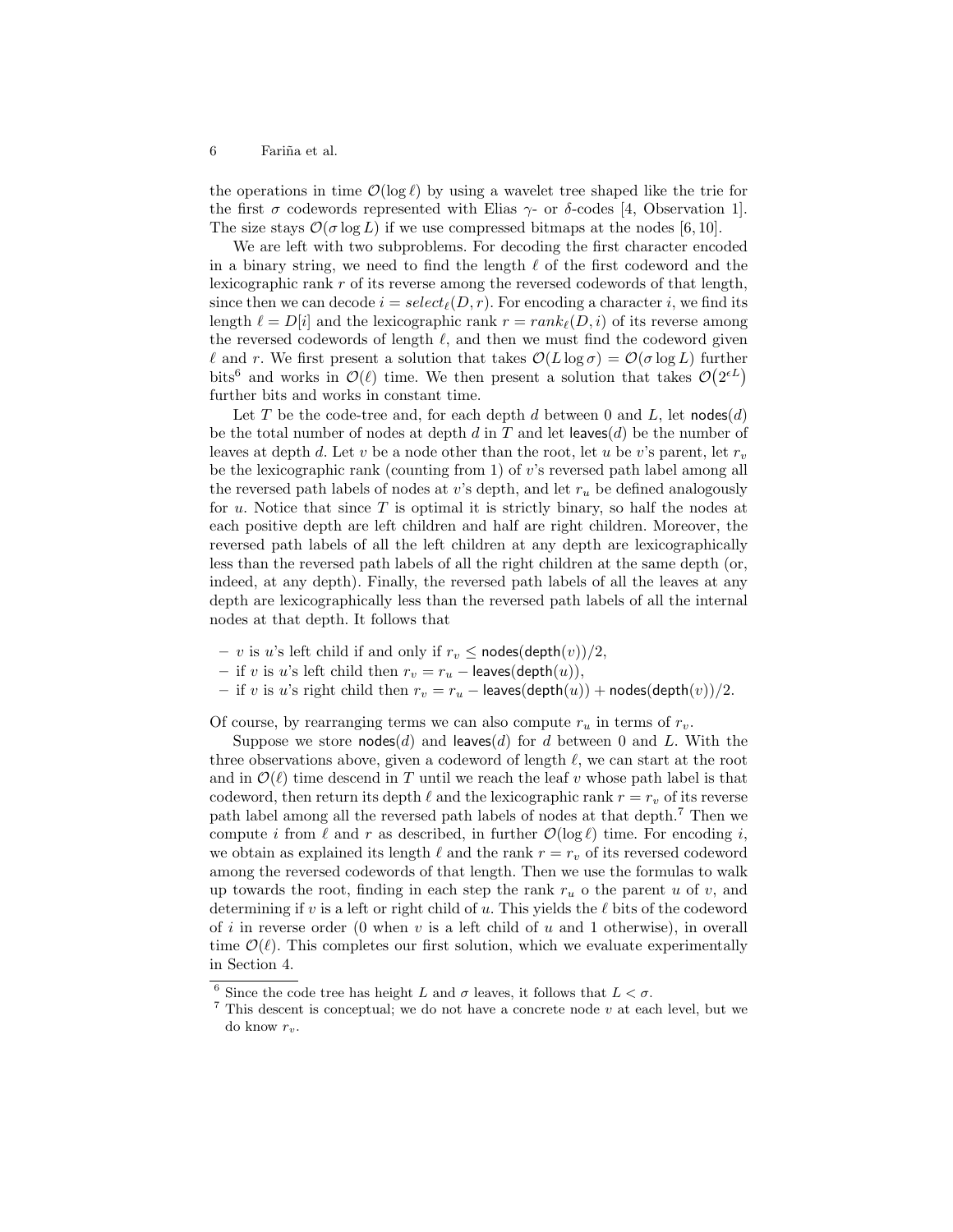the operations in time $\mathcal{O}(\log \ell)$ by using a wavelet tree shaped like the trie for the first $\sigma$ codewords represented with Elias $\gamma$- or $\delta$-codes [4, Observation 1]. The size stays $\mathcal{O}(\sigma \log L)$ if we use compressed bitmaps at the nodes [6, 10].

We are left with two subproblems. For decoding the first character encoded in a binary string, we need to find the length $\ell$ of the first codeword and the lexicographic rank $r$ of its reverse among the reversed codewords of that length, since then we can decode $i = select_\ell(D, r)$. For encoding a character $i$, we find its length $\ell = D[i]$ and the lexicographic rank $r = rank_\ell(D, i)$ of its reverse among the reversed codewords of length $\ell$, and then we must find the codeword given $\ell$ and $r$. We first present a solution that takes $\mathcal{O}(L \log \sigma) = \mathcal{O}(\sigma \log L)$ further bits[6] and works in $\mathcal{O}(\ell)$ time. We then present a solution that takes $\mathcal{O}(2^{\epsilon L})$ further bits and works in constant time.

Let $T$ be the code-tree and, for each depth $d$ between 0 and $L$, let $\mathsf{nodes}(d)$ be the total number of nodes at depth $d$ in $T$ and let $\mathsf{leaves}(d)$ be the number of leaves at depth $d$. Let $v$ be a node other than the root, let $u$ be $v$'s parent, let $r_v$ be the lexicographic rank (counting from 1) of $v$'s reversed path label among all the reversed path labels of nodes at $v$'s depth, and let $r_u$ be defined analogously for $u$. Notice that since $T$ is optimal it is strictly binary, so half the nodes at each positive depth are left children and half are right children. Moreover, the reversed path labels of all the left children at any depth are lexicographically less than the reversed path labels of all the right children at the same depth (or, indeed, at any depth). Finally, the reversed path labels of all the leaves at any depth are lexicographically less than the reversed path labels of all the internal nodes at that depth. It follows that

- $v$ is $u$'s left child if and only if $r_v \leq \mathsf{nodes}(\mathsf{depth}(v))/2$,
- if $v$ is $u$'s left child then $r_v = r_u - \mathsf{leaves}(\mathsf{depth}(u))$,
- if $v$ is $u$'s right child then $r_v = r_u - \mathsf{leaves}(\mathsf{depth}(u)) + \mathsf{nodes}(\mathsf{depth}(v))/2$.

Of course, by rearranging terms we can also compute $r_u$ in terms of $r_v$.

Suppose we store $\mathsf{nodes}(d)$ and $\mathsf{leaves}(d)$ for $d$ between 0 and $L$. With the three observations above, given a codeword of length $\ell$, we can start at the root and in $\mathcal{O}(\ell)$ time descend in $T$ until we reach the leaf $v$ whose path label is that codeword, then return its depth $\ell$ and the lexicographic rank $r = r_v$ of its reverse path label among all the reversed path labels of nodes at that depth.[7] Then we compute $i$ from $\ell$ and $r$ as described, in further $\mathcal{O}(\log \ell)$ time. For encoding $i$, we obtain as explained its length $\ell$ and the rank $r = r_v$ of its reversed codeword among the reversed codewords of that length. Then we use the formulas to walk up towards the root, finding in each step the rank $r_u$ o the parent $u$ of $v$, and determining if $v$ is a left or right child of $u$. This yields the $\ell$ bits of the codeword of $i$ in reverse order (0 when $v$ is a left child of $u$ and 1 otherwise), in overall time $\mathcal{O}(\ell)$. This completes our first solution, which we evaluate experimentally in Section 4.

---

[6] Since the code tree has height $L$ and $\sigma$ leaves, it follows that $L < \sigma$.

[7] This descent is conceptual; we do not have a concrete node $v$ at each level, but we do know $r_v$.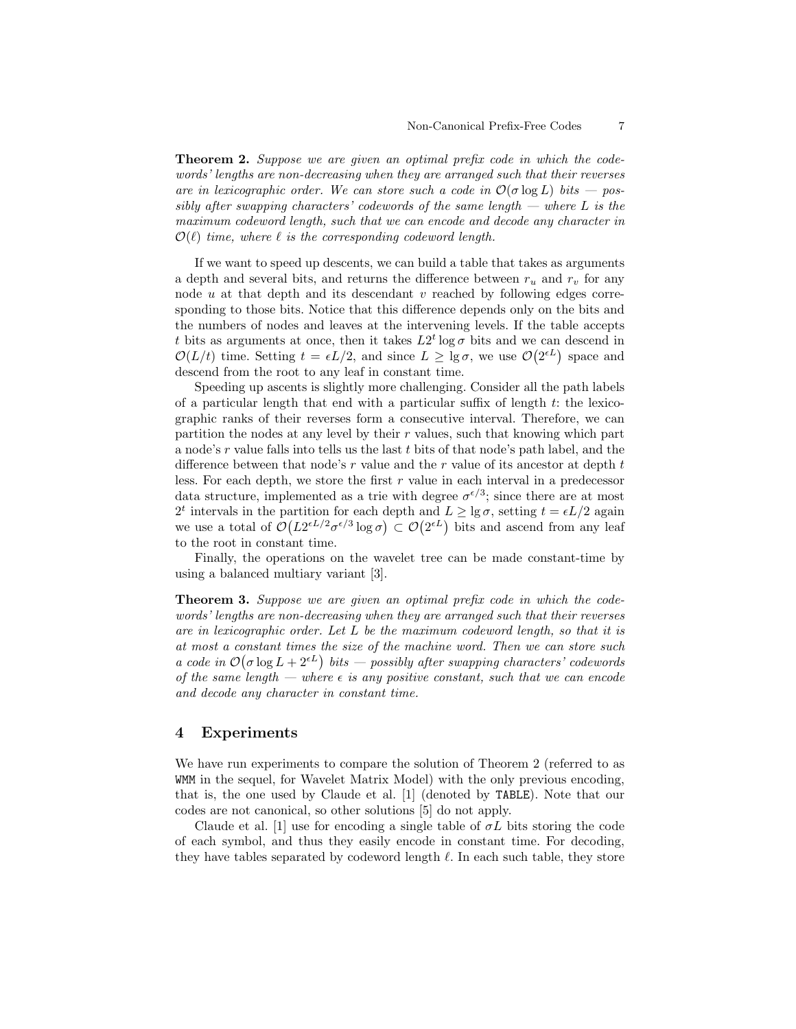**Theorem 2.** *Suppose we are given an optimal prefix code in which the codewords' lengths are non-decreasing when they are arranged such that their reverses are in lexicographic order. We can store such a code in $\mathcal{O}(\sigma \log L)$ bits — possibly after swapping characters' codewords of the same length — where $L$ is the maximum codeword length, such that we can encode and decode any character in $\mathcal{O}(\ell)$ time, where $\ell$ is the corresponding codeword length.*

If we want to speed up descents, we can build a table that takes as arguments a depth and several bits, and returns the difference between $r_u$ and $r_v$ for any node $u$ at that depth and its descendant $v$ reached by following edges corresponding to those bits. Notice that this difference depends only on the bits and the numbers of nodes and leaves at the intervening levels. If the table accepts $t$ bits as arguments at once, then it takes $L2^t \log \sigma$ bits and we can descend in $\mathcal{O}(L/t)$ time. Setting $t = \epsilon L/2$, and since $L \geq \lg \sigma$, we use $\mathcal{O}(2^{\epsilon L})$ space and descend from the root to any leaf in constant time.

Speeding up ascents is slightly more challenging. Consider all the path labels of a particular length that end with a particular suffix of length $t$: the lexicographic ranks of their reverses form a consecutive interval. Therefore, we can partition the nodes at any level by their $r$ values, such that knowing which part a node's $r$ value falls into tells us the last $t$ bits of that node's path label, and the difference between that node's $r$ value and the $r$ value of its ancestor at depth $t$ less. For each depth, we store the first $r$ value in each interval in a predecessor data structure, implemented as a trie with degree $\sigma^{\epsilon/3}$; since there are at most $2^t$ intervals in the partition for each depth and $L \geq \lg \sigma$, setting $t = \epsilon L/2$ again we use a total of $\mathcal{O}(L2^{\epsilon L/2}\sigma^{\epsilon/3} \log \sigma) \subset \mathcal{O}(2^{\epsilon L})$ bits and ascend from any leaf to the root in constant time.

Finally, the operations on the wavelet tree can be made constant-time by using a balanced multiary variant [3].

**Theorem 3.** *Suppose we are given an optimal prefix code in which the codewords' lengths are non-decreasing when they are arranged such that their reverses are in lexicographic order. Let $L$ be the maximum codeword length, so that it is at most a constant times the size of the machine word. Then we can store such a code in $\mathcal{O}(\sigma \log L + 2^{\epsilon L})$ bits — possibly after swapping characters' codewords of the same length — where $\epsilon$ is any positive constant, such that we can encode and decode any character in constant time.*

## 4 Experiments

We have run experiments to compare the solution of Theorem 2 (referred to as `WMM` in the sequel, for Wavelet Matrix Model) with the only previous encoding, that is, the one used by Claude et al. [1] (denoted by `TABLE`). Note that our codes are not canonical, so other solutions [5] do not apply.

Claude et al. [1] use for encoding a single table of $\sigma L$ bits storing the code of each symbol, and thus they easily encode in constant time. For decoding, they have tables separated by codeword length $\ell$. In each such table, they store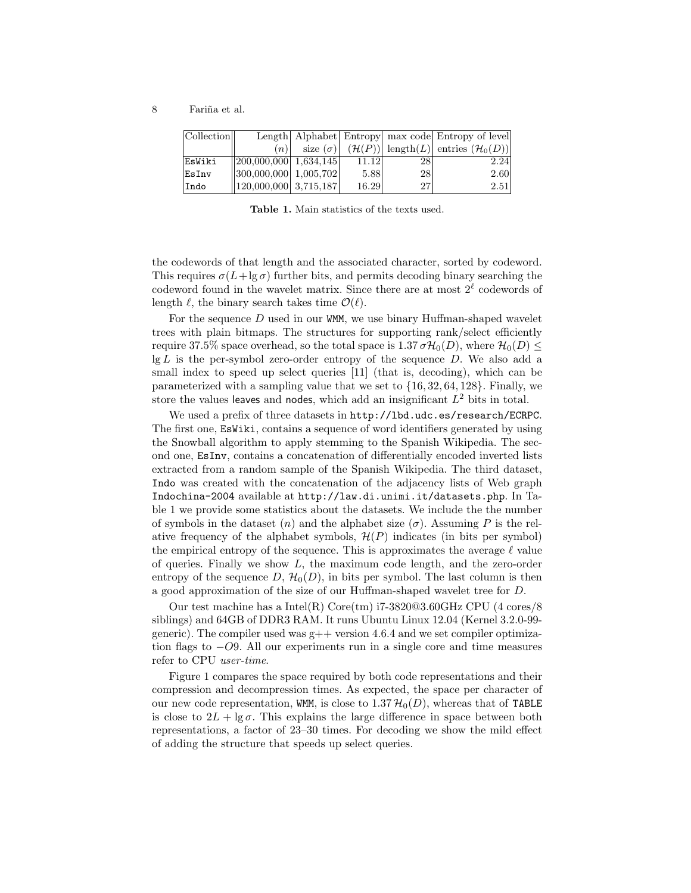| Collection | Length $(n)$ | Alphabet size $(\sigma)$ | Entropy $(\mathcal{H}(P))$ | max code length$(L)$ | Entropy of level entries $(\mathcal{H}_0(D))$ |
|---|---|---|---|---|---|
| EsWiki | 200,000,000 | 1,634,145 | 11.12 | 28 | 2.24 |
| EsInv | 300,000,000 | 1,005,702 | 5.88 | 28 | 2.60 |
| Indo | 120,000,000 | 3,715,187 | 16.29 | 27 | 2.51 |

**Table 1.** Main statistics of the texts used.

the codewords of that length and the associated character, sorted by codeword. This requires $\sigma(L+\lg\sigma)$ further bits, and permits decoding binary searching the codeword found in the wavelet matrix. Since there are at most $2^\ell$ codewords of length $\ell$, the binary search takes time $\mathcal{O}(\ell)$.

For the sequence $D$ used in our WMM, we use binary Huffman-shaped wavelet trees with plain bitmaps. The structures for supporting rank/select efficiently require 37.5% space overhead, so the total space is $1.37\,\sigma\mathcal{H}_0(D)$, where $\mathcal{H}_0(D) \leq \lg L$ is the per-symbol zero-order entropy of the sequence $D$. We also add a small index to speed up select queries [11] (that is, decoding), which can be parameterized with a sampling value that we set to $\{16, 32, 64, 128\}$. Finally, we store the values leaves and nodes, which add an insignificant $L^2$ bits in total.

We used a prefix of three datasets in http://lbd.udc.es/research/ECRPC. The first one, EsWiki, contains a sequence of word identifiers generated by using the Snowball algorithm to apply stemming to the Spanish Wikipedia. The second one, EsInv, contains a concatenation of differentially encoded inverted lists extracted from a random sample of the Spanish Wikipedia. The third dataset, Indo was created with the concatenation of the adjacency lists of Web graph Indochina-2004 available at http://law.di.unimi.it/datasets.php. In Table 1 we provide some statistics about the datasets. We include the the number of symbols in the dataset $(n)$ and the alphabet size $(\sigma)$. Assuming $P$ is the relative frequency of the alphabet symbols, $\mathcal{H}(P)$ indicates (in bits per symbol) the empirical entropy of the sequence. This is approximates the average $\ell$ value of queries. Finally we show $L$, the maximum code length, and the zero-order entropy of the sequence $D$, $\mathcal{H}_0(D)$, in bits per symbol. The last column is then a good approximation of the size of our Huffman-shaped wavelet tree for $D$.

Our test machine has a Intel(R) Core(tm) i7-3820@3.60GHz CPU (4 cores/8 siblings) and 64GB of DDR3 RAM. It runs Ubuntu Linux 12.04 (Kernel 3.2.0-99-generic). The compiler used was g++ version 4.6.4 and we set compiler optimization flags to $-O9$. All our experiments run in a single core and time measures refer to CPU *user-time*.

Figure 1 compares the space required by both code representations and their compression and decompression times. As expected, the space per character of our new code representation, WMM, is close to $1.37\,\mathcal{H}_0(D)$, whereas that of TABLE is close to $2L + \lg\sigma$. This explains the large difference in space between both representations, a factor of 23–30 times. For decoding we show the mild effect of adding the structure that speeds up select queries.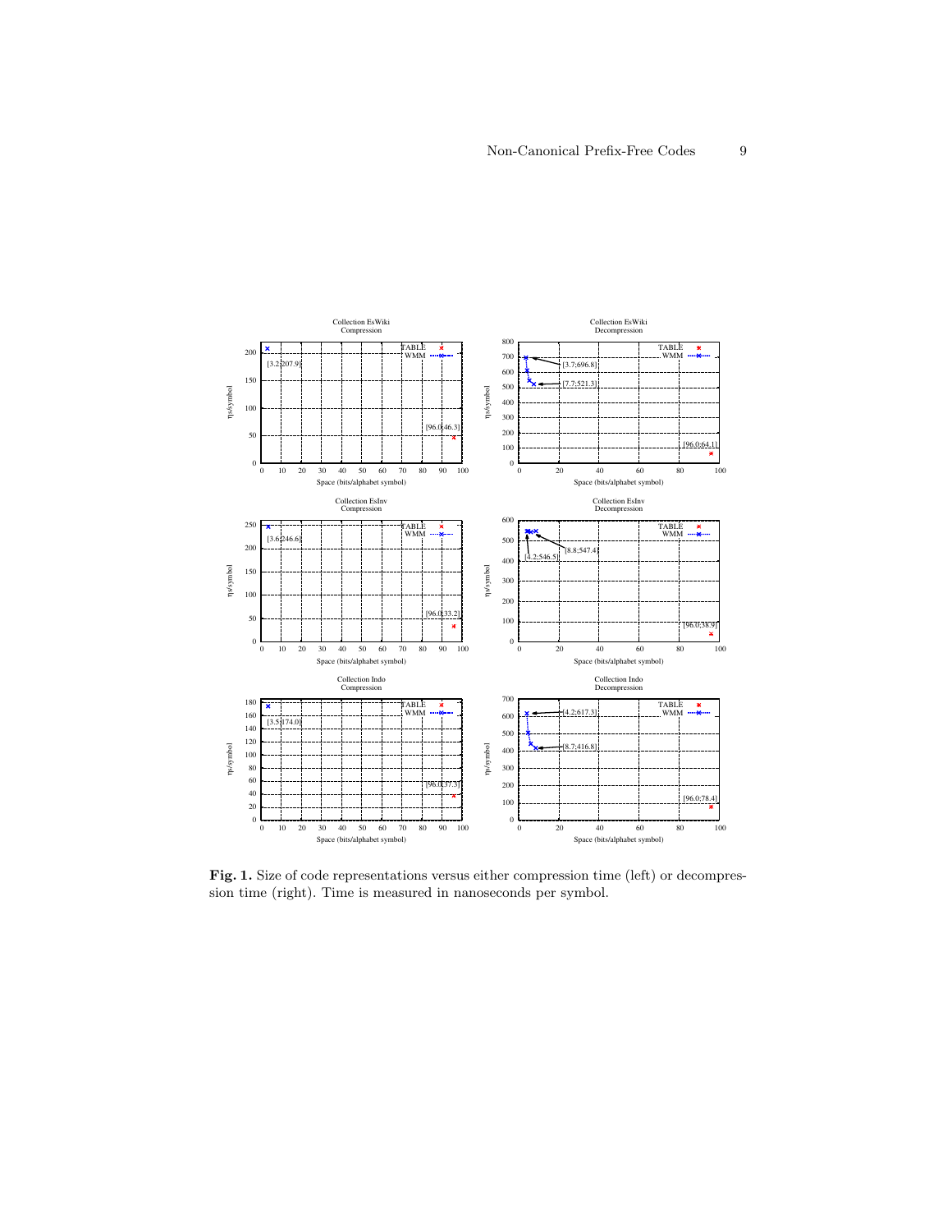**Fig. 1.** Size of code representations versus either compression time (left) or decompression time (right). Time is measured in nanoseconds per symbol.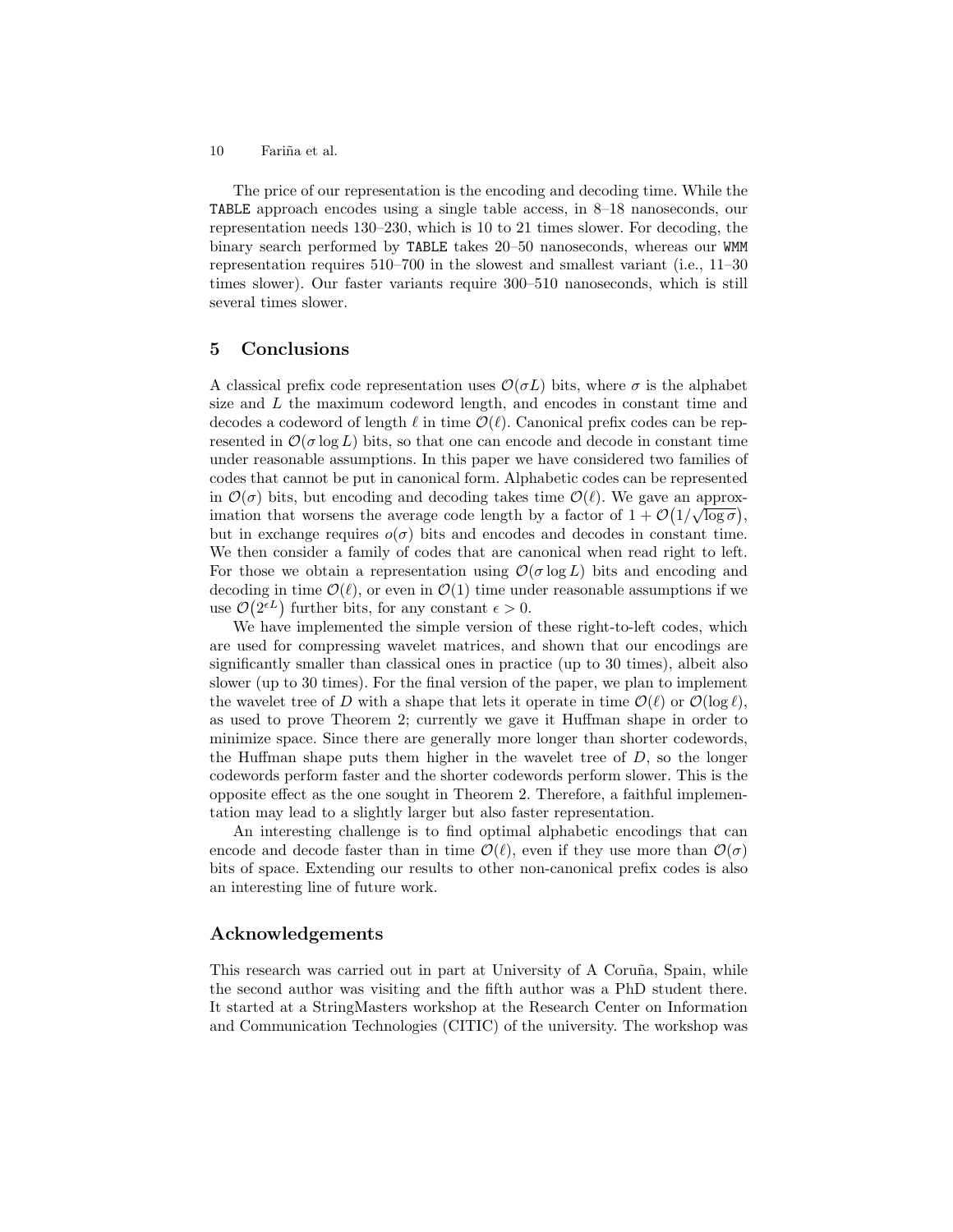The price of our representation is the encoding and decoding time. While the TABLE approach encodes using a single table access, in 8–18 nanoseconds, our representation needs 130–230, which is 10 to 21 times slower. For decoding, the binary search performed by TABLE takes 20–50 nanoseconds, whereas our WMM representation requires 510–700 in the slowest and smallest variant (i.e., 11–30 times slower). Our faster variants require 300–510 nanoseconds, which is still several times slower.

## 5 Conclusions

A classical prefix code representation uses $\mathcal{O}(\sigma L)$ bits, where $\sigma$ is the alphabet size and $L$ the maximum codeword length, and encodes in constant time and decodes a codeword of length $\ell$ in time $\mathcal{O}(\ell)$. Canonical prefix codes can be represented in $\mathcal{O}(\sigma \log L)$ bits, so that one can encode and decode in constant time under reasonable assumptions. In this paper we have considered two families of codes that cannot be put in canonical form. Alphabetic codes can be represented in $\mathcal{O}(\sigma)$ bits, but encoding and decoding takes time $\mathcal{O}(\ell)$. We gave an approximation that worsens the average code length by a factor of $1 + \mathcal{O}\big(1/\sqrt{\log \sigma}\big)$, but in exchange requires $o(\sigma)$ bits and encodes and decodes in constant time. We then consider a family of codes that are canonical when read right to left. For those we obtain a representation using $\mathcal{O}(\sigma \log L)$ bits and encoding and decoding in time $\mathcal{O}(\ell)$, or even in $\mathcal{O}(1)$ time under reasonable assumptions if we use $\mathcal{O}\big(2^{\epsilon L}\big)$ further bits, for any constant $\epsilon > 0$.

We have implemented the simple version of these right-to-left codes, which are used for compressing wavelet matrices, and shown that our encodings are significantly smaller than classical ones in practice (up to 30 times), albeit also slower (up to 30 times). For the final version of the paper, we plan to implement the wavelet tree of $D$ with a shape that lets it operate in time $\mathcal{O}(\ell)$ or $\mathcal{O}(\log \ell)$, as used to prove Theorem 2; currently we gave it Huffman shape in order to minimize space. Since there are generally more longer than shorter codewords, the Huffman shape puts them higher in the wavelet tree of $D$, so the longer codewords perform faster and the shorter codewords perform slower. This is the opposite effect as the one sought in Theorem 2. Therefore, a faithful implementation may lead to a slightly larger but also faster representation.

An interesting challenge is to find optimal alphabetic encodings that can encode and decode faster than in time $\mathcal{O}(\ell)$, even if they use more than $\mathcal{O}(\sigma)$ bits of space. Extending our results to other non-canonical prefix codes is also an interesting line of future work.

## Acknowledgements

This research was carried out in part at University of A Coruña, Spain, while the second author was visiting and the fifth author was a PhD student there. It started at a StringMasters workshop at the Research Center on Information and Communication Technologies (CITIC) of the university. The workshop was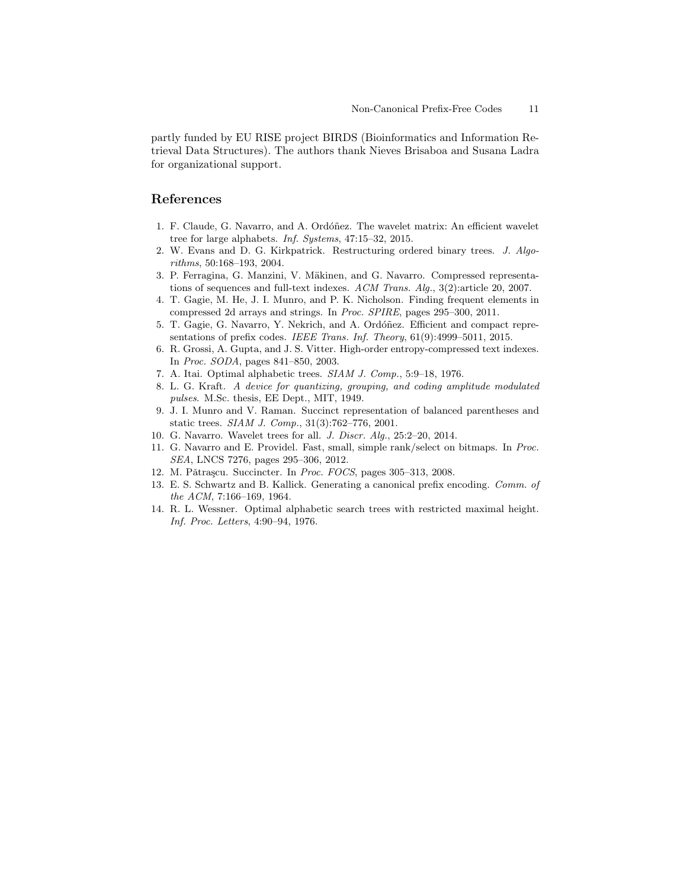partly funded by EU RISE project BIRDS (Bioinformatics and Information Retrieval Data Structures). The authors thank Nieves Brisaboa and Susana Ladra for organizational support.

## References

1. F. Claude, G. Navarro, and A. Ordóñez. The wavelet matrix: An efficient wavelet tree for large alphabets. *Inf. Systems*, 47:15–32, 2015.
2. W. Evans and D. G. Kirkpatrick. Restructuring ordered binary trees. *J. Algorithms*, 50:168–193, 2004.
3. P. Ferragina, G. Manzini, V. Mäkinen, and G. Navarro. Compressed representations of sequences and full-text indexes. *ACM Trans. Alg.*, 3(2):article 20, 2007.
4. T. Gagie, M. He, J. I. Munro, and P. K. Nicholson. Finding frequent elements in compressed 2d arrays and strings. In *Proc. SPIRE*, pages 295–300, 2011.
5. T. Gagie, G. Navarro, Y. Nekrich, and A. Ordóñez. Efficient and compact representations of prefix codes. *IEEE Trans. Inf. Theory*, 61(9):4999–5011, 2015.
6. R. Grossi, A. Gupta, and J. S. Vitter. High-order entropy-compressed text indexes. In *Proc. SODA*, pages 841–850, 2003.
7. A. Itai. Optimal alphabetic trees. *SIAM J. Comp.*, 5:9–18, 1976.
8. L. G. Kraft. *A device for quantizing, grouping, and coding amplitude modulated pulses*. M.Sc. thesis, EE Dept., MIT, 1949.
9. J. I. Munro and V. Raman. Succinct representation of balanced parentheses and static trees. *SIAM J. Comp.*, 31(3):762–776, 2001.
10. G. Navarro. Wavelet trees for all. *J. Discr. Alg.*, 25:2–20, 2014.
11. G. Navarro and E. Providel. Fast, small, simple rank/select on bitmaps. In *Proc. SEA*, LNCS 7276, pages 295–306, 2012.
12. M. Pătraşcu. Succincter. In *Proc. FOCS*, pages 305–313, 2008.
13. E. S. Schwartz and B. Kallick. Generating a canonical prefix encoding. *Comm. of the ACM*, 7:166–169, 1964.
14. R. L. Wessner. Optimal alphabetic search trees with restricted maximal height. *Inf. Proc. Letters*, 4:90–94, 1976.